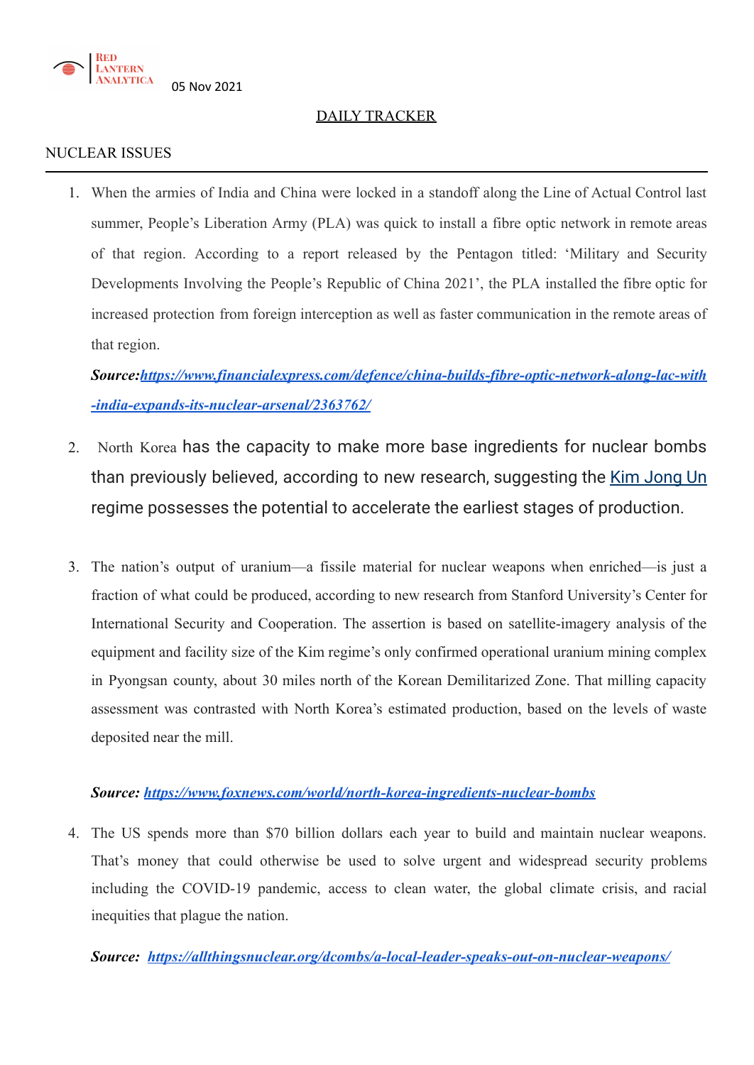RED LANTERN ANALYTICA 05 Nov 2021

## DAILY TRACKER

### NUCLEAR ISSUES

1. When the armies of India and China were locked in a standoff along the Line of Actual Control last summer, People's Liberation Army (PLA) was quick to install a fibre optic network in remote areas of that region. According to a report released by the Pentagon titled: 'Military and Security Developments Involving the People's Republic of China 2021', the PLA installed the fibre optic for increased protection from foreign interception as well as faster communication in the remote areas of that region.

   ***Source:[https://www.financialexpress.com/defence/china-builds-fibre-optic-network-along-lac-with-india-expands-its-nuclear-arsenal/2363762/](https://www.financialexpress.com/defence/china-builds-fibre-optic-network-along-lac-with-india-expands-its-nuclear-arsenal/2363762/)***

2. North Korea has the capacity to make more base ingredients for nuclear bombs than previously believed, according to new research, suggesting the [Kim Jong Un](#) regime possesses the potential to accelerate the earliest stages of production.

3. The nation's output of uranium—a fissile material for nuclear weapons when enriched—is just a fraction of what could be produced, according to new research from Stanford University's Center for International Security and Cooperation. The assertion is based on satellite-imagery analysis of the equipment and facility size of the Kim regime's only confirmed operational uranium mining complex in Pyongsan county, about 30 miles north of the Korean Demilitarized Zone. That milling capacity assessment was contrasted with North Korea's estimated production, based on the levels of waste deposited near the mill.

   ***Source: [https://www.foxnews.com/world/north-korea-ingredients-nuclear-bombs](https://www.foxnews.com/world/north-korea-ingredients-nuclear-bombs)***

4. The US spends more than $70 billion dollars each year to build and maintain nuclear weapons. That's money that could otherwise be used to solve urgent and widespread security problems including the COVID-19 pandemic, access to clean water, the global climate crisis, and racial inequities that plague the nation.

   ***Source: [https://allthingsnuclear.org/dcombs/a-local-leader-speaks-out-on-nuclear-weapons/](https://allthingsnuclear.org/dcombs/a-local-leader-speaks-out-on-nuclear-weapons/)***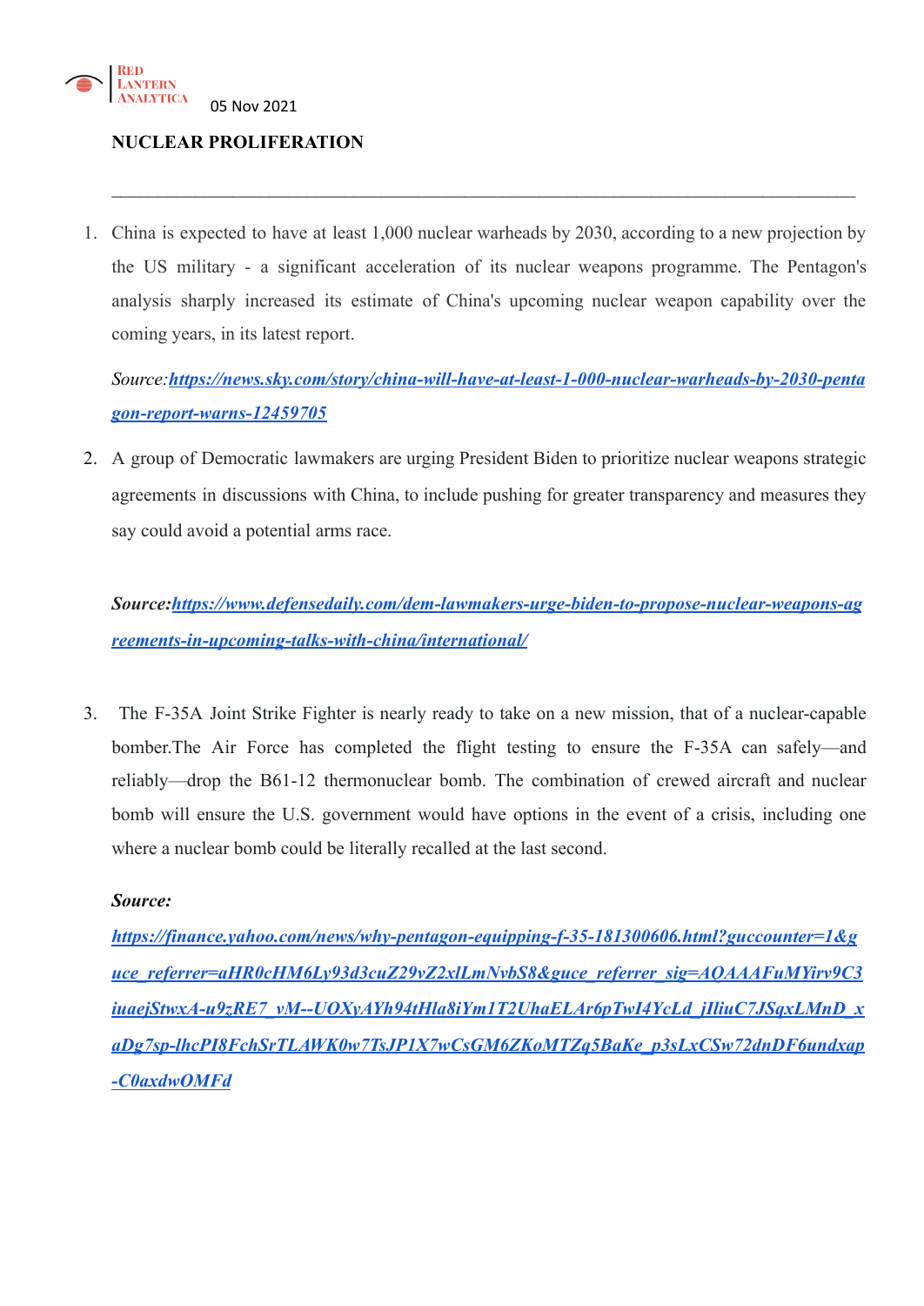05 Nov 2021

**NUCLEAR PROLIFERATION**

---

1. China is expected to have at least 1,000 nuclear warheads by 2030, according to a new projection by the US military - a significant acceleration of its nuclear weapons programme. The Pentagon's analysis sharply increased its estimate of China's upcoming nuclear weapon capability over the coming years, in its latest report.

   *Source:**https://news.sky.com/story/china-will-have-at-least-1-000-nuclear-warheads-by-2030-pentagon-report-warns-12459705***

2. A group of Democratic lawmakers are urging President Biden to prioritize nuclear weapons strategic agreements in discussions with China, to include pushing for greater transparency and measures they say could avoid a potential arms race.

   ***Source:https://www.defensedaily.com/dem-lawmakers-urge-biden-to-propose-nuclear-weapons-agreements-in-upcoming-talks-with-china/international/***

3. The F-35A Joint Strike Fighter is nearly ready to take on a new mission, that of a nuclear-capable bomber.The Air Force has completed the flight testing to ensure the F-35A can safely—and reliably—drop the B61-12 thermonuclear bomb. The combination of crewed aircraft and nuclear bomb will ensure the U.S. government would have options in the event of a crisis, including one where a nuclear bomb could be literally recalled at the last second.

   ***Source:***

   ***https://finance.yahoo.com/news/why-pentagon-equipping-f-35-181300606.html?guccounter=1&guce_referrer=aHR0cHM6Ly93d3cuZ29vZ2xlLmNvbS8&guce_referrer_sig=AQAAAFuMYirv9C3iuaejStwxA-u9zRE7_vM--UOXyAYh94tHla8iYm1T2UhaELAr6pTwI4YcLd_jIliuC7JSqxLMnD_xaDg7sp-lhcPI8FchSrTLAWK0w7TsJP1X7wCsGM6ZKoMTZq5BaKe_p3sLxCSw72dnDF6undxap-C0axdwOMFd***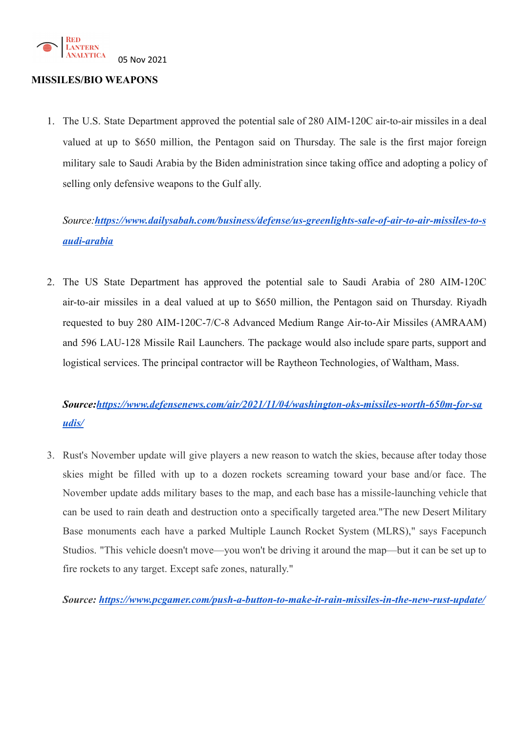05 Nov 2021

**MISSILES/BIO WEAPONS**

1. The U.S. State Department approved the potential sale of 280 AIM-120C air-to-air missiles in a deal valued at up to $650 million, the Pentagon said on Thursday. The sale is the first major foreign military sale to Saudi Arabia by the Biden administration since taking office and adopting a policy of selling only defensive weapons to the Gulf ally.

   *Source:[https://www.dailysabah.com/business/defense/us-greenlights-sale-of-air-to-air-missiles-to-saudi-arabia](https://www.dailysabah.com/business/defense/us-greenlights-sale-of-air-to-air-missiles-to-saudi-arabia)*

2. The US State Department has approved the potential sale to Saudi Arabia of 280 AIM-120C air-to-air missiles in a deal valued at up to $650 million, the Pentagon said on Thursday. Riyadh requested to buy 280 AIM-120C-7/C-8 Advanced Medium Range Air-to-Air Missiles (AMRAAM) and 596 LAU-128 Missile Rail Launchers. The package would also include spare parts, support and logistical services. The principal contractor will be Raytheon Technologies, of Waltham, Mass.

   ***Source:[https://www.defensenews.com/air/2021/11/04/washington-oks-missiles-worth-650m-for-saudis/](https://www.defensenews.com/air/2021/11/04/washington-oks-missiles-worth-650m-for-saudis/)***

3. Rust's November update will give players a new reason to watch the skies, because after today those skies might be filled with up to a dozen rockets screaming toward your base and/or face. The November update adds military bases to the map, and each base has a missile-launching vehicle that can be used to rain death and destruction onto a specifically targeted area."The new Desert Military Base monuments each have a parked Multiple Launch Rocket System (MLRS)," says Facepunch Studios. "This vehicle doesn't move—you won't be driving it around the map—but it can be set up to fire rockets to any target. Except safe zones, naturally."

   ***Source: [https://www.pcgamer.com/push-a-button-to-make-it-rain-missiles-in-the-new-rust-update/](https://www.pcgamer.com/push-a-button-to-make-it-rain-missiles-in-the-new-rust-update/)***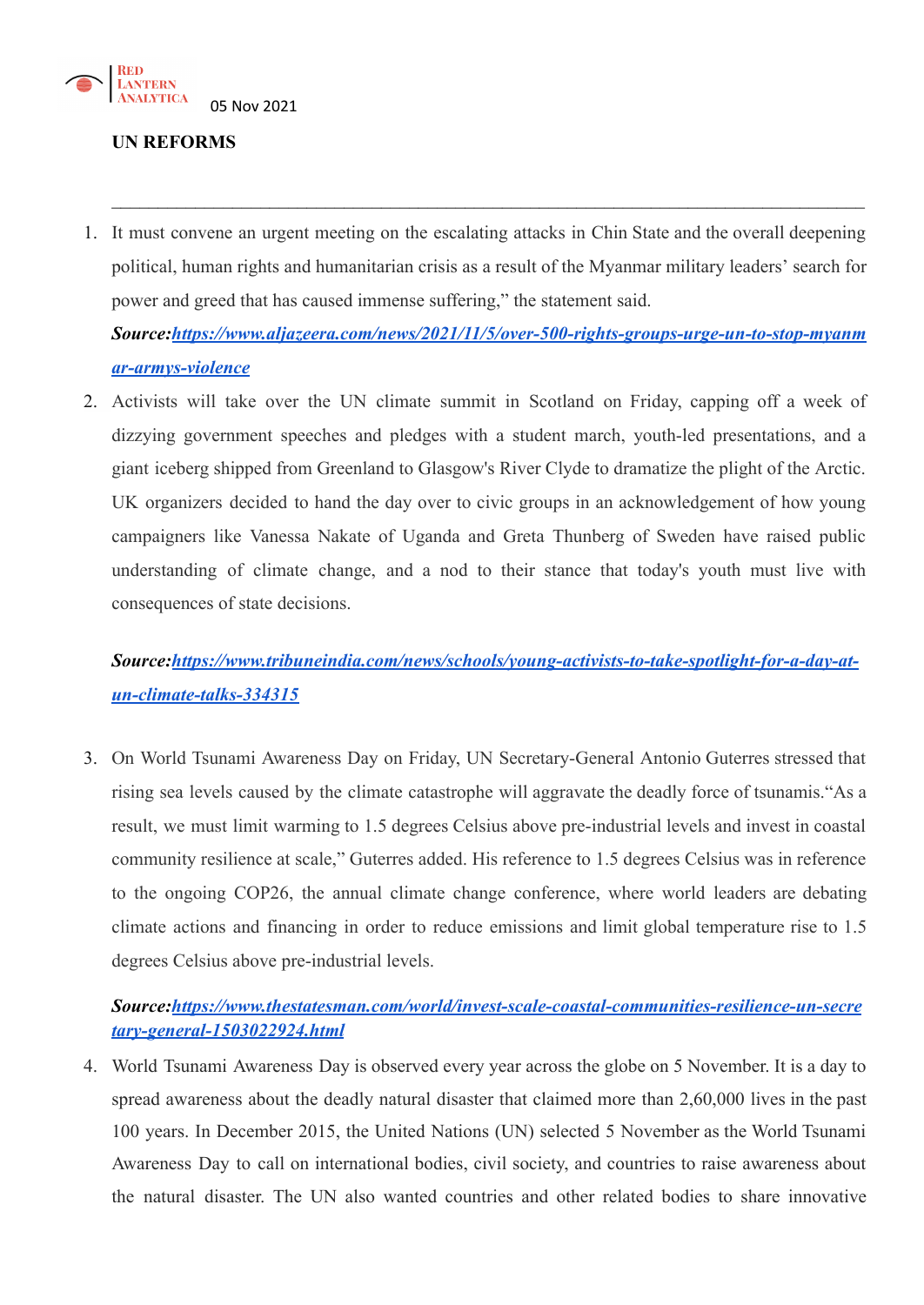05 Nov 2021

**UN REFORMS**

---

1. It must convene an urgent meeting on the escalating attacks in Chin State and the overall deepening political, human rights and humanitarian crisis as a result of the Myanmar military leaders' search for power and greed that has caused immense suffering," the statement said.

   ***Source:**[https://www.aljazeera.com/news/2021/11/5/over-500-rights-groups-urge-un-to-stop-myanmar-armys-violence](https://www.aljazeera.com/news/2021/11/5/over-500-rights-groups-urge-un-to-stop-myanmar-armys-violence)*

2. Activists will take over the UN climate summit in Scotland on Friday, capping off a week of dizzying government speeches and pledges with a student march, youth-led presentations, and a giant iceberg shipped from Greenland to Glasgow's River Clyde to dramatize the plight of the Arctic. UK organizers decided to hand the day over to civic groups in an acknowledgement of how young campaigners like Vanessa Nakate of Uganda and Greta Thunberg of Sweden have raised public understanding of climate change, and a nod to their stance that today's youth must live with consequences of state decisions.

   ***Source:**[https://www.tribuneindia.com/news/schools/young-activists-to-take-spotlight-for-a-day-at-un-climate-talks-334315](https://www.tribuneindia.com/news/schools/young-activists-to-take-spotlight-for-a-day-at-un-climate-talks-334315)*

3. On World Tsunami Awareness Day on Friday, UN Secretary-General Antonio Guterres stressed that rising sea levels caused by the climate catastrophe will aggravate the deadly force of tsunamis."As a result, we must limit warming to 1.5 degrees Celsius above pre-industrial levels and invest in coastal community resilience at scale," Guterres added. His reference to 1.5 degrees Celsius was in reference to the ongoing COP26, the annual climate change conference, where world leaders are debating climate actions and financing in order to reduce emissions and limit global temperature rise to 1.5 degrees Celsius above pre-industrial levels.

   ***Source:**[https://www.thestatesman.com/world/invest-scale-coastal-communities-resilience-un-secretary-general-1503022924.html](https://www.thestatesman.com/world/invest-scale-coastal-communities-resilience-un-secretary-general-1503022924.html)*

4. World Tsunami Awareness Day is observed every year across the globe on 5 November. It is a day to spread awareness about the deadly natural disaster that claimed more than 2,60,000 lives in the past 100 years. In December 2015, the United Nations (UN) selected 5 November as the World Tsunami Awareness Day to call on international bodies, civil society, and countries to raise awareness about the natural disaster. The UN also wanted countries and other related bodies to share innovative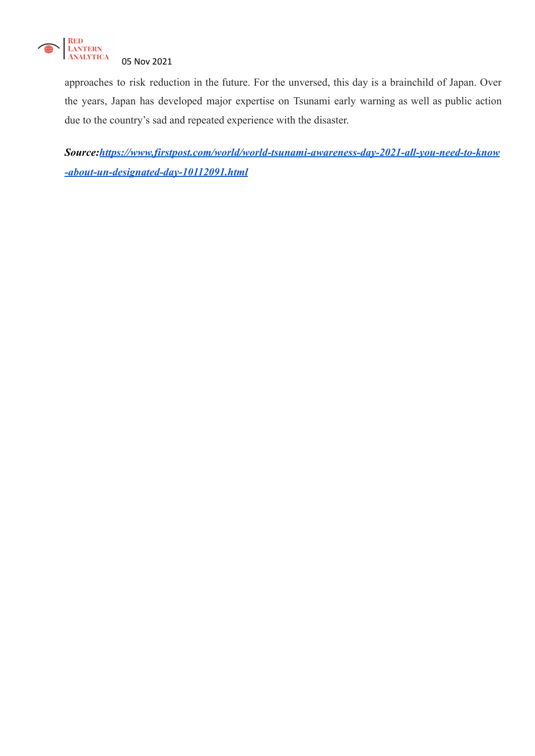approaches to risk reduction in the future. For the unversed, this day is a brainchild of Japan. Over the years, Japan has developed major expertise on Tsunami early warning as well as public action due to the country's sad and repeated experience with the disaster.

***Source:[https://www.firstpost.com/world/world-tsunami-awareness-day-2021-all-you-need-to-know-about-un-designated-day-10112091.html](https://www.firstpost.com/world/world-tsunami-awareness-day-2021-all-you-need-to-know-about-un-designated-day-10112091.html)***